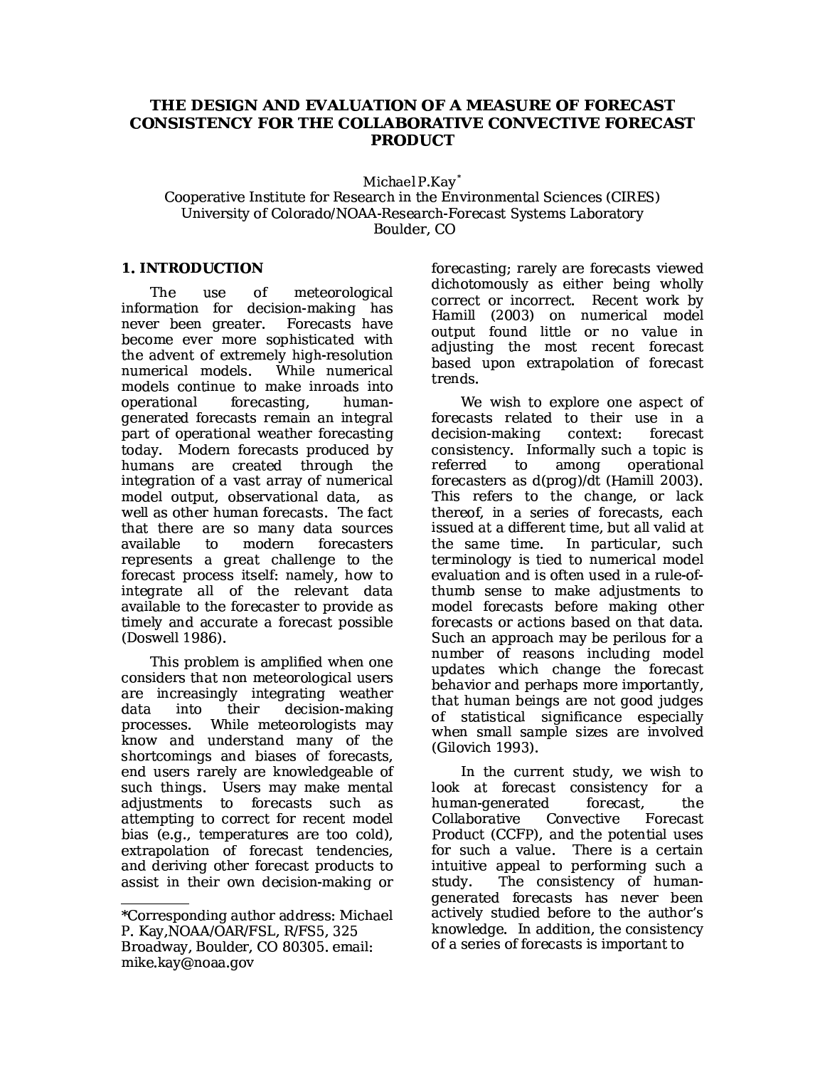# THE DESIGN AND EVALUATION OF A MEASURE OF FORECAST CONSISTENCY FOR THE COLLABORATIVE CONVECTIVE FORECAST PRODUCT

Michael P. Kay*
Cooperative Institute for Research in the Environmental Sciences (CIRES)
University of Colorado/NOAA-Research-Forecast Systems Laboratory
Boulder, CO

## 1. INTRODUCTION

The use of meteorological information for decision-making has never been greater. Forecasts have become ever more sophisticated with the advent of extremely high-resolution numerical models. While numerical models continue to make inroads into operational forecasting, human-generated forecasts remain an integral part of operational weather forecasting today. Modern forecasts produced by humans are created through the integration of a vast array of numerical model output, observational data, as well as other human forecasts. The fact that there are so many data sources available to modern forecasters represents a great challenge to the forecast process itself: namely, how to integrate all of the relevant data available to the forecaster to provide as timely and accurate a forecast possible (Doswell 1986).

This problem is amplified when one considers that non meteorological users are increasingly integrating weather data into their decision-making processes. While meteorologists may know and understand many of the shortcomings and biases of forecasts, end users rarely are knowledgeable of such things. Users may make mental adjustments to forecasts such as attempting to correct for recent model bias (e.g., temperatures are too cold), extrapolation of forecast tendencies, and deriving other forecast products to assist in their own decision-making or forecasting; rarely are forecasts viewed dichotomously as either being wholly correct or incorrect. Recent work by Hamill (2003) on numerical model output found little or no value in adjusting the most recent forecast based upon extrapolation of forecast trends.

We wish to explore one aspect of forecasts related to their use in a decision-making context: forecast consistency. Informally such a topic is referred to among operational forecasters as d(prog)/dt (Hamill 2003). This refers to the change, or lack thereof, in a series of forecasts, each issued at a different time, but all valid at the same time. In particular, such terminology is tied to numerical model evaluation and is often used in a rule-of-thumb sense to make adjustments to model forecasts before making other forecasts or actions based on that data. Such an approach may be perilous for a number of reasons including model updates which change the forecast behavior and perhaps more importantly, that human beings are not good judges of statistical significance especially when small sample sizes are involved (Gilovich 1993).

In the current study, we wish to look at forecast consistency for a human-generated forecast, the Collaborative Convective Forecast Product (CCFP), and the potential uses for such a value. There is a certain intuitive appeal to performing such a study. The consistency of human-generated forecasts has never been actively studied before to the author's knowledge. In addition, the consistency of a series of forecasts is important to

---

*Corresponding author address: Michael P. Kay,NOAA/OAR/FSL, R/FS5, 325 Broadway, Boulder, CO 80305. email: mike.kay@noaa.gov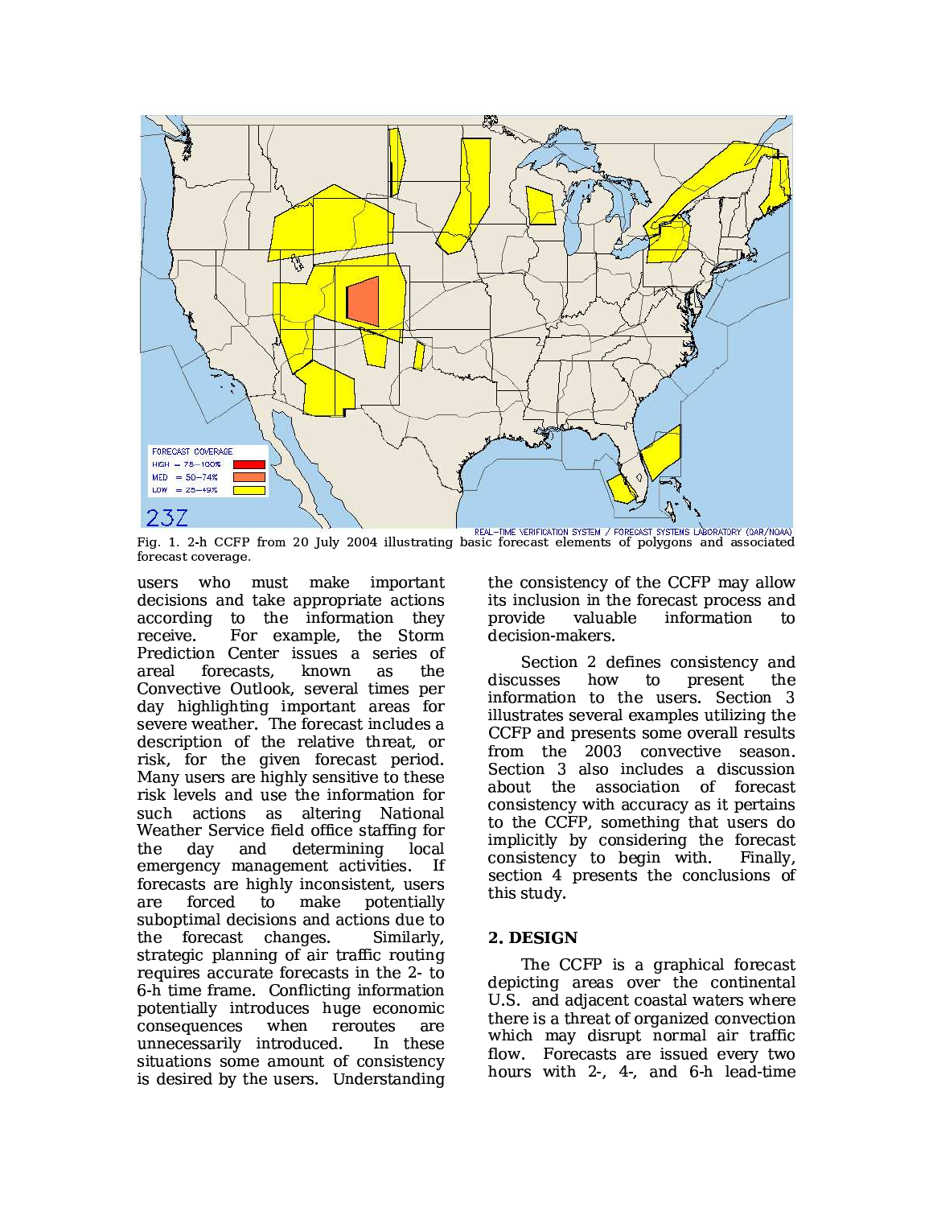Fig. 1. 2-h CCFP from 20 July 2004 illustrating basic forecast elements of polygons and associated forecast coverage.

users who must make important decisions and take appropriate actions according to the information they receive. For example, the Storm Prediction Center issues a series of areal forecasts, known as the Convective Outlook, several times per day highlighting important areas for severe weather. The forecast includes a description of the relative threat, or risk, for the given forecast period. Many users are highly sensitive to these risk levels and use the information for such actions as altering National Weather Service field office staffing for the day and determining local emergency management activities. If forecasts are highly inconsistent, users are forced to make potentially suboptimal decisions and actions due to the forecast changes. Similarly, strategic planning of air traffic routing requires accurate forecasts in the 2- to 6-h time frame. Conflicting information potentially introduces huge economic consequences when reroutes are unnecessarily introduced. In these situations some amount of consistency is desired by the users. Understanding the consistency of the CCFP may allow its inclusion in the forecast process and provide valuable information to decision-makers.

Section 2 defines consistency and discusses how to present the information to the users. Section 3 illustrates several examples utilizing the CCFP and presents some overall results from the 2003 convective season. Section 3 also includes a discussion about the association of forecast consistency with accuracy as it pertains to the CCFP, something that users do implicitly by considering the forecast consistency to begin with. Finally, section 4 presents the conclusions of this study.

## 2. DESIGN

The CCFP is a graphical forecast depicting areas over the continental U.S. and adjacent coastal waters where there is a threat of organized convection which may disrupt normal air traffic flow. Forecasts are issued every two hours with 2-, 4-, and 6-h lead-time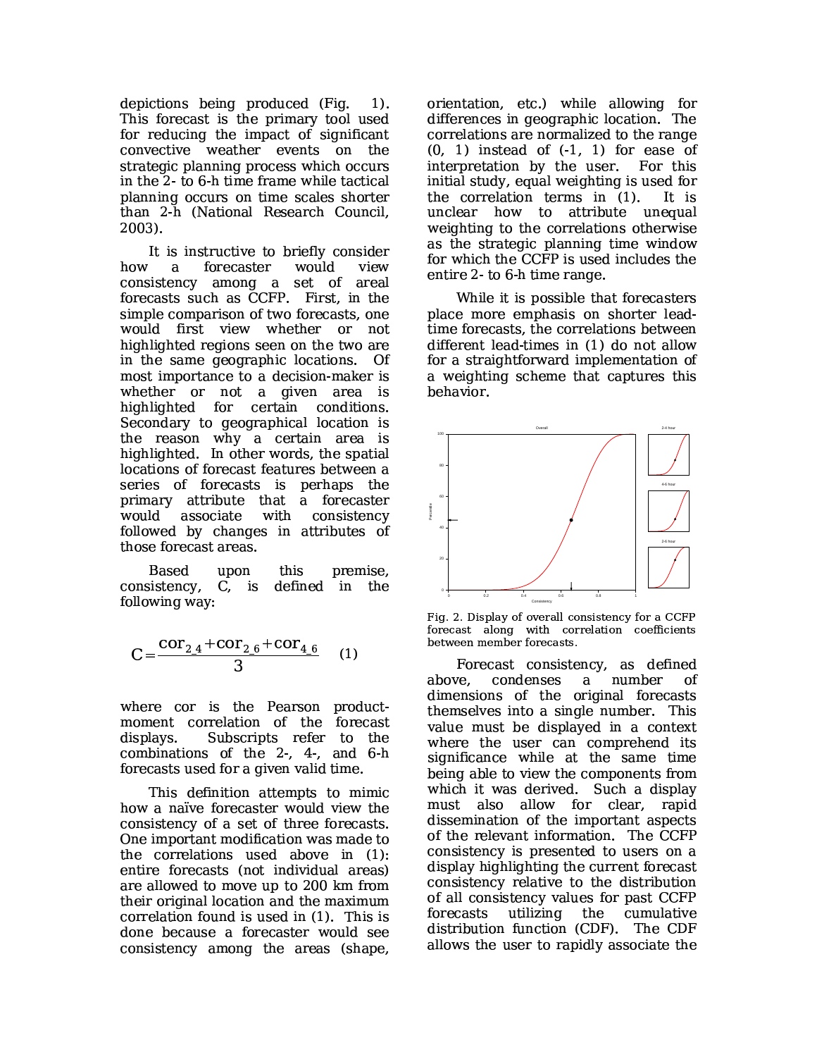depictions being produced (Fig. 1). This forecast is the primary tool used for reducing the impact of significant convective weather events on the strategic planning process which occurs in the 2- to 6-h time frame while tactical planning occurs on time scales shorter than 2-h (National Research Council, 2003).

It is instructive to briefly consider how a forecaster would view consistency among a set of areal forecasts such as CCFP. First, in the simple comparison of two forecasts, one would first view whether or not highlighted regions seen on the two are in the same geographic locations. Of most importance to a decision-maker is whether or not a given area is highlighted for certain conditions. Secondary to geographical location is the reason why a certain area is highlighted. In other words, the spatial locations of forecast features between a series of forecasts is perhaps the primary attribute that a forecaster would associate with consistency followed by changes in attributes of those forecast areas.

Based upon this premise, consistency, C, is defined in the following way:

$$C = \frac{\text{cor}_{2\_4} + \text{cor}_{2\_6} + \text{cor}_{4\_6}}{3} \quad (1)$$

where cor is the Pearson product-moment correlation of the forecast displays. Subscripts refer to the combinations of the 2-, 4-, and 6-h forecasts used for a given valid time.

This definition attempts to mimic how a naïve forecaster would view the consistency of a set of three forecasts. One important modification was made to the correlations used above in (1): entire forecasts (not individual areas) are allowed to move up to 200 km from their original location and the maximum correlation found is used in (1). This is done because a forecaster would see consistency among the areas (shape, orientation, etc.) while allowing for differences in geographic location. The correlations are normalized to the range (0, 1) instead of (-1, 1) for ease of interpretation by the user. For this initial study, equal weighting is used for the correlation terms in (1). It is unclear how to attribute unequal weighting to the correlations otherwise as the strategic planning time window for which the CCFP is used includes the entire 2- to 6-h time range.

While it is possible that forecasters place more emphasis on shorter lead-time forecasts, the correlations between different lead-times in (1) do not allow for a straightforward implementation of a weighting scheme that captures this behavior.

Fig. 2. Display of overall consistency for a CCFP forecast along with correlation coefficients between member forecasts.

Forecast consistency, as defined above, condenses a number of dimensions of the original forecasts themselves into a single number. This value must be displayed in a context where the user can comprehend its significance while at the same time being able to view the components from which it was derived. Such a display must also allow for clear, rapid dissemination of the important aspects of the relevant information. The CCFP consistency is presented to users on a display highlighting the current forecast consistency relative to the distribution of all consistency values for past CCFP forecasts utilizing the cumulative distribution function (CDF). The CDF allows the user to rapidly associate the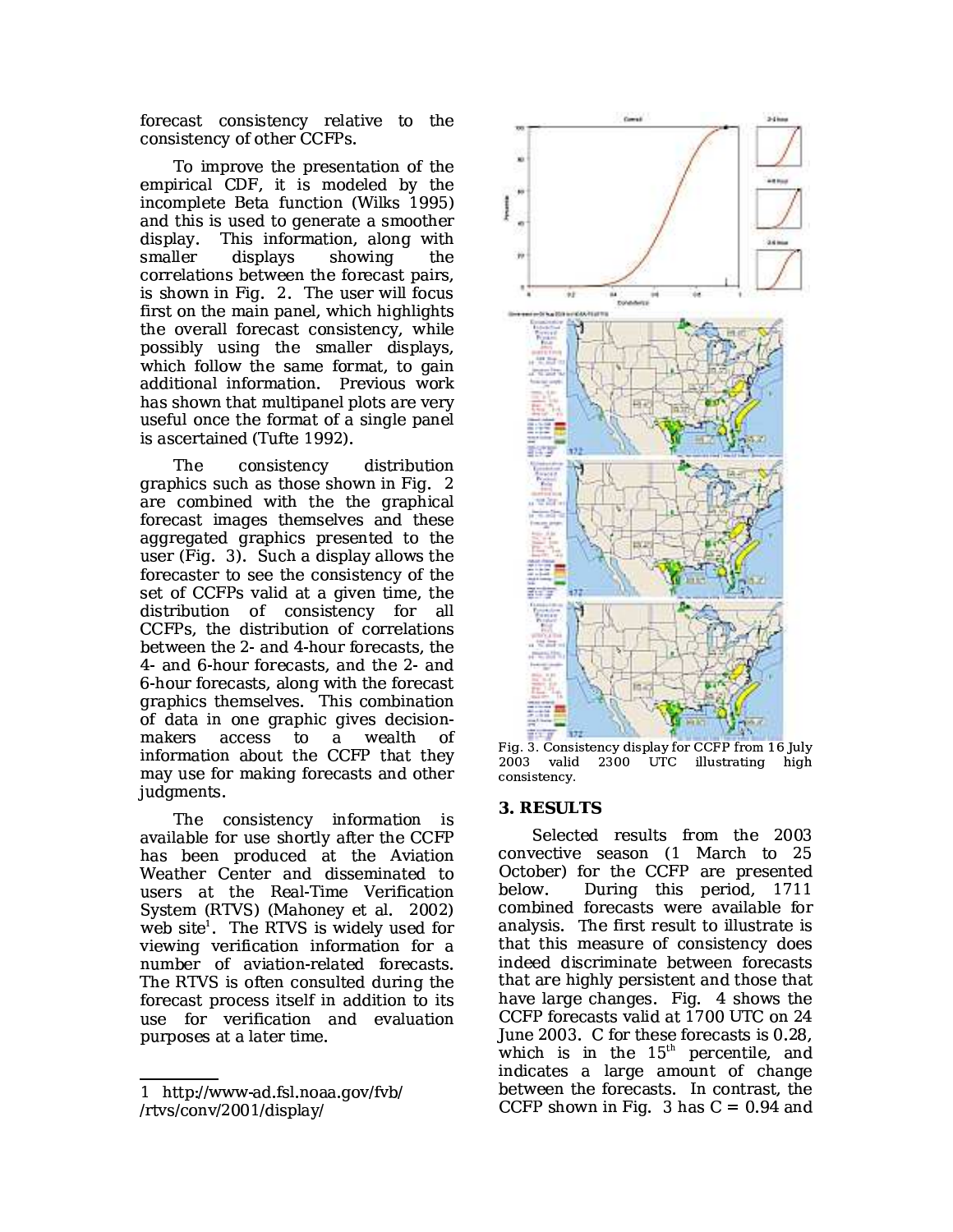forecast consistency relative to the consistency of other CCFPs.

To improve the presentation of the empirical CDF, it is modeled by the incomplete Beta function (Wilks 1995) and this is used to generate a smoother display. This information, along with smaller displays showing the correlations between the forecast pairs, is shown in Fig. 2. The user will focus first on the main panel, which highlights the overall forecast consistency, while possibly using the smaller displays, which follow the same format, to gain additional information. Previous work has shown that multipanel plots are very useful once the format of a single panel is ascertained (Tufte 1992).

The consistency distribution graphics such as those shown in Fig. 2 are combined with the the graphical forecast images themselves and these aggregated graphics presented to the user (Fig. 3). Such a display allows the forecaster to see the consistency of the set of CCFPs valid at a given time, the distribution of consistency for all CCFPs, the distribution of correlations between the 2- and 4-hour forecasts, the 4- and 6-hour forecasts, and the 2- and 6-hour forecasts, along with the forecast graphics themselves. This combination of data in one graphic gives decision-makers access to a wealth of information about the CCFP that they may use for making forecasts and other judgments.

The consistency information is available for use shortly after the CCFP has been produced at the Aviation Weather Center and disseminated to users at the Real-Time Verification System (RTVS) (Mahoney et al. 2002) web site[1]. The RTVS is widely used for viewing verification information for a number of aviation-related forecasts. The RTVS is often consulted during the forecast process itself in addition to its use for verification and evaluation purposes at a later time.

Fig. 3. Consistency display for CCFP from 16 July 2003 valid 2300 UTC illustrating high consistency.

## 3. RESULTS

Selected results from the 2003 convective season (1 March to 25 October) for the CCFP are presented below. During this period, 1711 combined forecasts were available for analysis. The first result to illustrate is that this measure of consistency does indeed discriminate between forecasts that are highly persistent and those that have large changes. Fig. 4 shows the CCFP forecasts valid at 1700 UTC on 24 June 2003. C for these forecasts is 0.28, which is in the 15th percentile, and indicates a large amount of change between the forecasts. In contrast, the CCFP shown in Fig. 3 has C = 0.94 and

---

1 http://www-ad.fsl.noaa.gov/fvb/ /rtvs/conv/2001/display/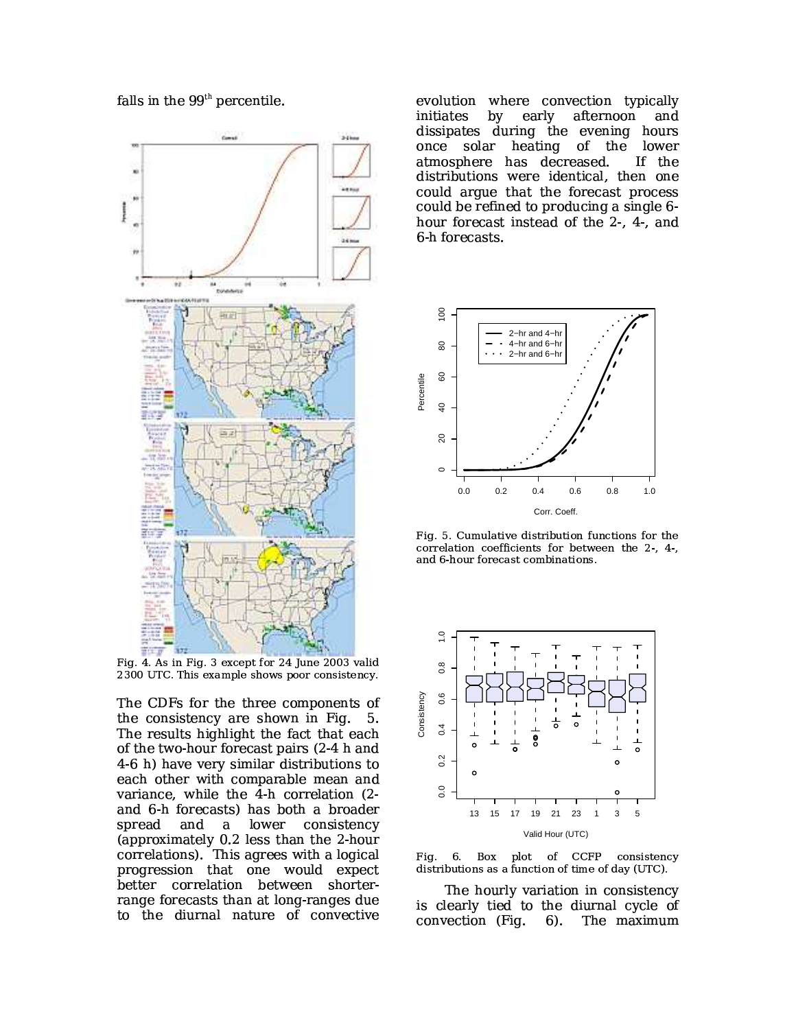falls in the 99th percentile.

Fig. 4. As in Fig. 3 except for 24 June 2003 valid 2300 UTC. This example shows poor consistency.

The CDFs for the three components of the consistency are shown in Fig. 5. The results highlight the fact that each of the two-hour forecast pairs (2-4 h and 4-6 h) have very similar distributions to each other with comparable mean and variance, while the 4-h correlation (2- and 6-h forecasts) has both a broader spread and a lower consistency (approximately 0.2 less than the 2-hour correlations). This agrees with a logical progression that one would expect better correlation between shorter-range forecasts than at long-ranges due to the diurnal nature of convective evolution where convection typically initiates by early afternoon and dissipates during the evening hours once solar heating of the lower atmosphere has decreased. If the distributions were identical, then one could argue that the forecast process could be refined to producing a single 6-hour forecast instead of the 2-, 4-, and 6-h forecasts.

Fig. 5. Cumulative distribution functions for the correlation coefficients for between the 2-, 4-, and 6-hour forecast combinations.

Fig. 6. Box plot of CCFP consistency distributions as a function of time of day (UTC).

The hourly variation in consistency is clearly tied to the diurnal cycle of convection (Fig. 6). The maximum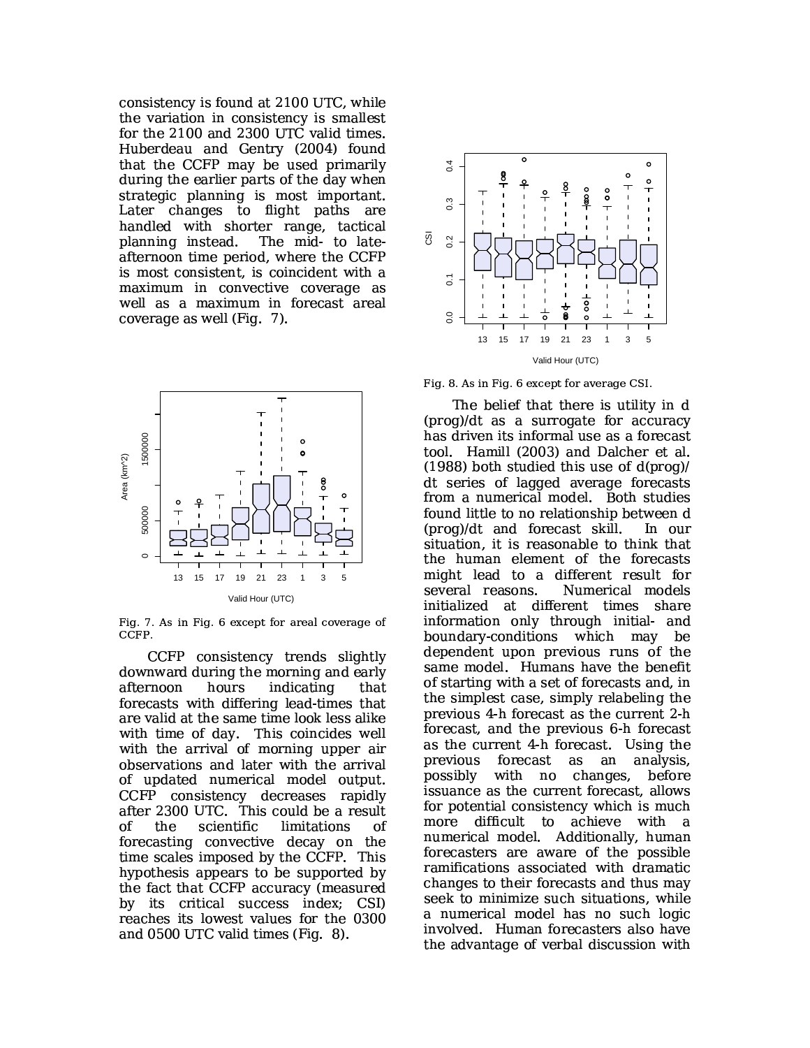consistency is found at 2100 UTC, while the variation in consistency is smallest for the 2100 and 2300 UTC valid times. Huberdeau and Gentry (2004) found that the CCFP may be used primarily during the earlier parts of the day when strategic planning is most important. Later changes to flight paths are handled with shorter range, tactical planning instead. The mid- to late-afternoon time period, where the CCFP is most consistent, is coincident with a maximum in convective coverage as well as a maximum in forecast areal coverage as well (Fig. 7).

Fig. 7. As in Fig. 6 except for areal coverage of CCFP.

CCFP consistency trends slightly downward during the morning and early afternoon hours indicating that forecasts with differing lead-times that are valid at the same time look less alike with time of day. This coincides well with the arrival of morning upper air observations and later with the arrival of updated numerical model output. CCFP consistency decreases rapidly after 2300 UTC. This could be a result of the scientific limitations of forecasting convective decay on the time scales imposed by the CCFP. This hypothesis appears to be supported by the fact that CCFP accuracy (measured by its critical success index; CSI) reaches its lowest values for the 0300 and 0500 UTC valid times (Fig. 8).

Fig. 8. As in Fig. 6 except for average CSI.

The belief that there is utility in d(prog)/dt as a surrogate for accuracy has driven its informal use as a forecast tool. Hamill (2003) and Dalcher et al. (1988) both studied this use of d(prog)/dt series of lagged average forecasts from a numerical model. Both studies found little to no relationship between d(prog)/dt and forecast skill. In our situation, it is reasonable to think that the human element of the forecasts might lead to a different result for several reasons. Numerical models initialized at different times share information only through initial- and boundary-conditions which may be dependent upon previous runs of the same model. Humans have the benefit of starting with a set of forecasts and, in the simplest case, simply relabeling the previous 4-h forecast as the current 2-h forecast, and the previous 6-h forecast as the current 4-h forecast. Using the previous forecast as an analysis, possibly with no changes, before issuance as the current forecast, allows for potential consistency which is much more difficult to achieve with a numerical model. Additionally, human forecasters are aware of the possible ramifications associated with dramatic changes to their forecasts and thus may seek to minimize such situations, while a numerical model has no such logic involved. Human forecasters also have the advantage of verbal discussion with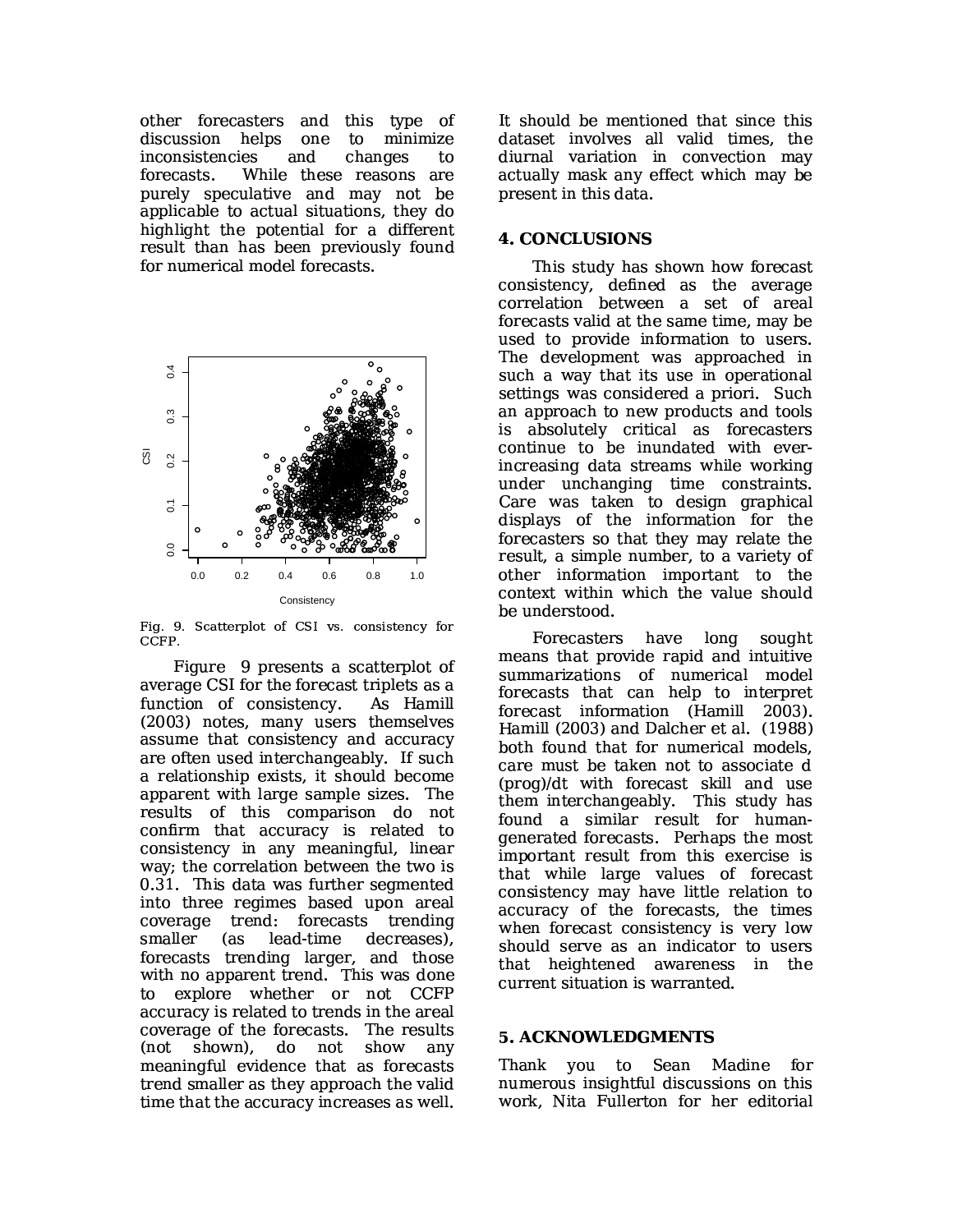other forecasters and this type of discussion helps one to minimize inconsistencies and changes to forecasts. While these reasons are purely speculative and may not be applicable to actual situations, they do highlight the potential for a different result than has been previously found for numerical model forecasts.

Fig. 9. Scatterplot of CSI vs. consistency for CCFP.

Figure 9 presents a scatterplot of average CSI for the forecast triplets as a function of consistency. As Hamill (2003) notes, many users themselves assume that consistency and accuracy are often used interchangeably. If such a relationship exists, it should become apparent with large sample sizes. The results of this comparison do not confirm that accuracy is related to consistency in any meaningful, linear way; the correlation between the two is 0.31. This data was further segmented into three regimes based upon areal coverage trend: forecasts trending smaller (as lead-time decreases), forecasts trending larger, and those with no apparent trend. This was done to explore whether or not CCFP accuracy is related to trends in the areal coverage of the forecasts. The results (not shown), do not show any meaningful evidence that as forecasts trend smaller as they approach the valid time that the accuracy increases as well. It should be mentioned that since this dataset involves all valid times, the diurnal variation in convection may actually mask any effect which may be present in this data.

## 4. CONCLUSIONS

This study has shown how forecast consistency, defined as the average correlation between a set of areal forecasts valid at the same time, may be used to provide information to users. The development was approached in such a way that its use in operational settings was considered a priori. Such an approach to new products and tools is absolutely critical as forecasters continue to be inundated with ever-increasing data streams while working under unchanging time constraints. Care was taken to design graphical displays of the information for the forecasters so that they may relate the result, a simple number, to a variety of other information important to the context within which the value should be understood.

Forecasters have long sought means that provide rapid and intuitive summarizations of numerical model forecasts that can help to interpret forecast information (Hamill 2003). Hamill (2003) and Dalcher et al. (1988) both found that for numerical models, care must be taken not to associate d (prog)/dt with forecast skill and use them interchangeably. This study has found a similar result for human-generated forecasts. Perhaps the most important result from this exercise is that while large values of forecast consistency may have little relation to accuracy of the forecasts, the times when forecast consistency is very low should serve as an indicator to users that heightened awareness in the current situation is warranted.

## 5. ACKNOWLEDGMENTS

Thank you to Sean Madine for numerous insightful discussions on this work, Nita Fullerton for her editorial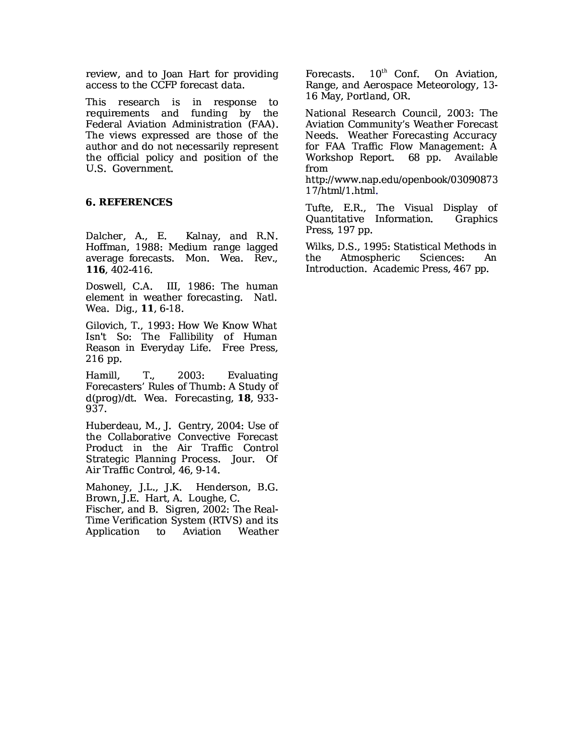review, and to Joan Hart for providing access to the CCFP forecast data.

This research is in response to requirements and funding by the Federal Aviation Administration (FAA). The views expressed are those of the author and do not necessarily represent the official policy and position of the U.S. Government.

## 6. REFERENCES

Dalcher, A., E. Kalnay, and R.N. Hoffman, 1988: Medium range lagged average forecasts. Mon. Wea. Rev., **116**, 402-416.

Doswell, C.A. III, 1986: The human element in weather forecasting. Natl. Wea. Dig., **11**, 6-18.

Gilovich, T., 1993: How We Know What Isn't So: The Fallibility of Human Reason in Everyday Life. Free Press, 216 pp.

Hamill, T., 2003: Evaluating Forecasters' Rules of Thumb: A Study of d(prog)/dt. Wea. Forecasting, **18**, 933-937.

Huberdeau, M., J. Gentry, 2004: Use of the Collaborative Convective Forecast Product in the Air Traffic Control Strategic Planning Process. Jour. Of Air Traffic Control, 46, 9-14.

Mahoney, J.L., J.K. Henderson, B.G. Brown, J.E. Hart, A. Loughe, C. Fischer, and B. Sigren, 2002: The Real-Time Verification System (RTVS) and its Application to Aviation Weather Forecasts. 10th Conf. On Aviation, Range, and Aerospace Meteorology, 13-16 May, Portland, OR.

National Research Council, 2003: The Aviation Community's Weather Forecast Needs. Weather Forecasting Accuracy for FAA Traffic Flow Management: A Workshop Report. 68 pp. Available from http://www.nap.edu/openbook/0309087317/html/1.html.

Tufte, E.R., The Visual Display of Quantitative Information. Graphics Press, 197 pp.

Wilks, D.S., 1995: Statistical Methods in the Atmospheric Sciences: An Introduction. Academic Press, 467 pp.